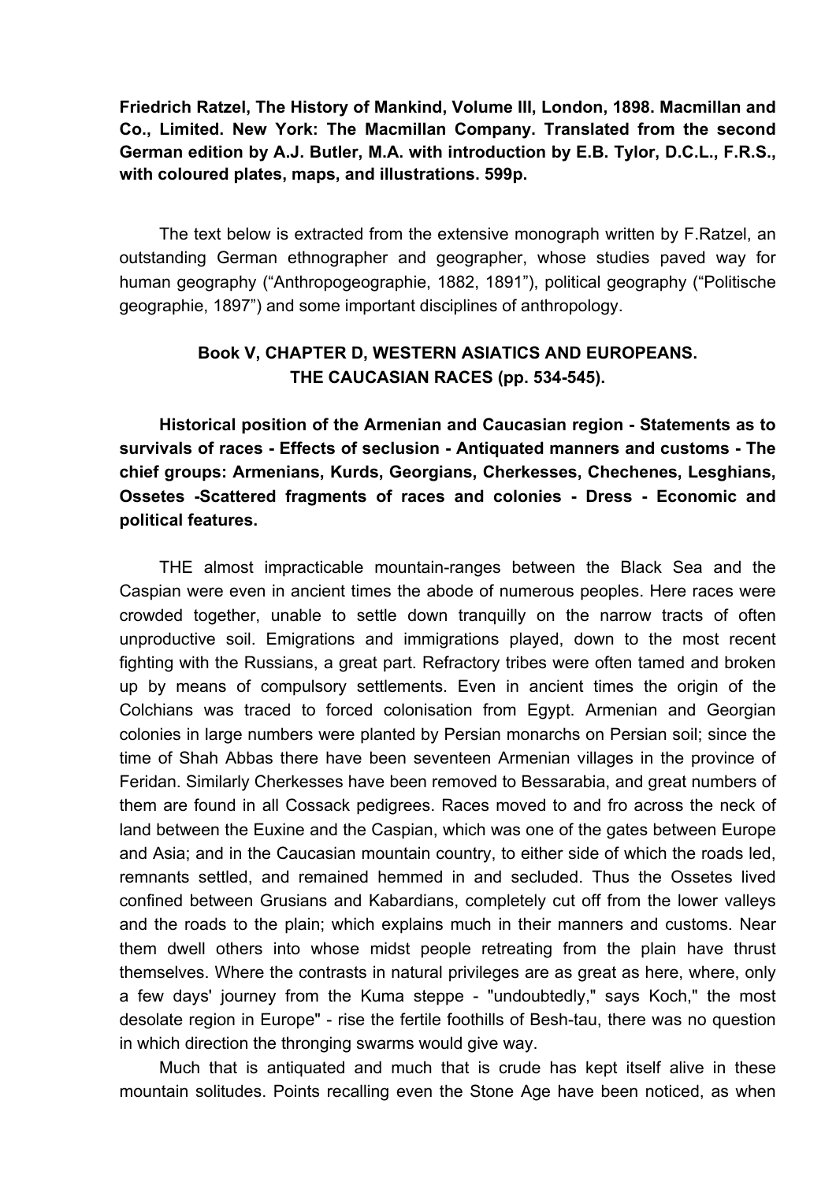**Friedrich Ratzel, The History of Mankind, Volume III, London, 1898. Macmillan and Co., Limited. New York: The Macmillan Company. Translated from the second German edition by A.J. Butler, M.A. with introduction by E.B. Tylor, D.C.L., F.R.S., with coloured plates, maps, and illustrations. 599p.**

The text below is extracted from the extensive monograph written by F.Ratzel, an outstanding German ethnographer and geographer, whose studies paved way for human geography ("Anthropogeographie, 1882, 1891"), political geography ("Politische geographie, 1897") and some important disciplines of anthropology.

## Book V, CHAPTER D, WESTERN ASIATICS AND EUROPEANS. THE CAUCASIAN RACES (pp. 534-545).

**Historical position of the Armenian and Caucasian region - Statements as to survivals of races - Effects of seclusion - Antiquated manners and customs - The chief groups: Armenians, Kurds, Georgians, Cherkesses, Chechenes, Lesghians, Ossetes -Scattered fragments of races and colonies - Dress - Economic and political features.**

THE almost impracticable mountain-ranges between the Black Sea and the Caspian were even in ancient times the abode of numerous peoples. Here races were crowded together, unable to settle down tranquilly on the narrow tracts of often unproductive soil. Emigrations and immigrations played, down to the most recent fighting with the Russians, a great part. Refractory tribes were often tamed and broken up by means of compulsory settlements. Even in ancient times the origin of the Colchians was traced to forced colonisation from Egypt. Armenian and Georgian colonies in large numbers were planted by Persian monarchs on Persian soil; since the time of Shah Abbas there have been seventeen Armenian villages in the province of Feridan. Similarly Cherkesses have been removed to Bessarabia, and great numbers of them are found in all Cossack pedigrees. Races moved to and fro across the neck of land between the Euxine and the Caspian, which was one of the gates between Europe and Asia; and in the Caucasian mountain country, to either side of which the roads led, remnants settled, and remained hemmed in and secluded. Thus the Ossetes lived confined between Grusians and Kabardians, completely cut off from the lower valleys and the roads to the plain; which explains much in their manners and customs. Near them dwell others into whose midst people retreating from the plain have thrust themselves. Where the contrasts in natural privileges are as great as here, where, only a few days' journey from the Kuma steppe - "undoubtedly," says Koch," the most desolate region in Europe" - rise the fertile foothills of Besh-tau, there was no question in which direction the thronging swarms would give way.

Much that is antiquated and much that is crude has kept itself alive in these mountain solitudes. Points recalling even the Stone Age have been noticed, as when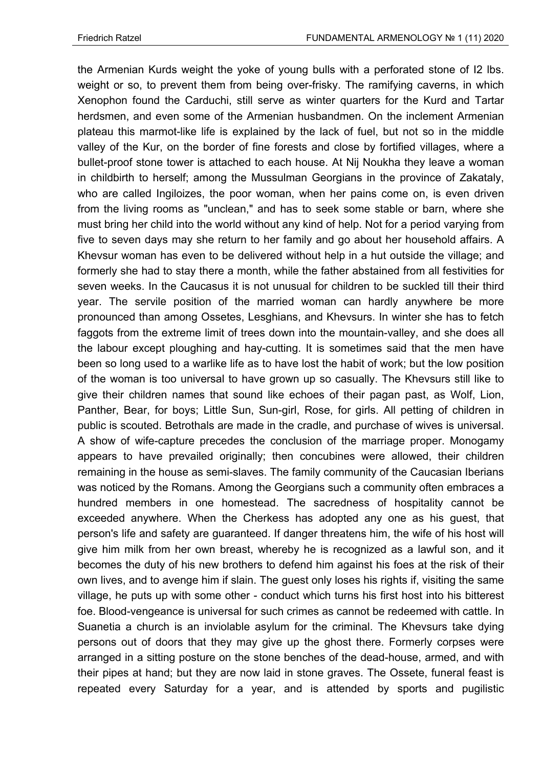the Armenian Kurds weight the yoke of young bulls with a perforated stone of I2 lbs. weight or so, to prevent them from being over-frisky. The ramifying caverns, in which Xenophon found the Carduchi, still serve as winter quarters for the Kurd and Tartar herdsmen, and even some of the Armenian husbandmen. On the inclement Armenian plateau this marmot-like life is explained by the lack of fuel, but not so in the middle valley of the Kur, on the border of fine forests and close by fortified villages, where a bullet-proof stone tower is attached to each house. At Nij Noukha they leave a woman in childbirth to herself; among the Mussulman Georgians in the province of Zakataly, who are called Ingiloizes, the poor woman, when her pains come on, is even driven from the living rooms as "unclean," and has to seek some stable or barn, where she must bring her child into the world without any kind of help. Not for a period varying from five to seven days may she return to her family and go about her household affairs. A Khevsur woman has even to be delivered without help in a hut outside the village; and formerly she had to stay there a month, while the father abstained from all festivities for seven weeks. In the Caucasus it is not unusual for children to be suckled till their third year. The servile position of the married woman can hardly anywhere be more pronounced than among Ossetes, Lesghians, and Khevsurs. In winter she has to fetch faggots from the extreme limit of trees down into the mountain-valley, and she does all the labour except ploughing and hay-cutting. It is sometimes said that the men have been so long used to a warlike life as to have lost the habit of work; but the low position of the woman is too universal to have grown up so casually. The Khevsurs still like to give their children names that sound like echoes of their pagan past, as Wolf, Lion, Panther, Bear, for boys; Little Sun, Sun-girl, Rose, for girls. All petting of children in public is scouted. Betrothals are made in the cradle, and purchase of wives is universal. A show of wife-capture precedes the conclusion of the marriage proper. Monogamy appears to have prevailed originally; then concubines were allowed, their children remaining in the house as semi-slaves. The family community of the Caucasian Iberians was noticed by the Romans. Among the Georgians such a community often embraces a hundred members in one homestead. The sacredness of hospitality cannot be exceeded anywhere. When the Cherkess has adopted any one as his guest, that person's life and safety are guaranteed. If danger threatens him, the wife of his host will give him milk from her own breast, whereby he is recognized as a lawful son, and it becomes the duty of his new brothers to defend him against his foes at the risk of their own lives, and to avenge him if slain. The guest only loses his rights if, visiting the same village, he puts up with some other - conduct which turns his first host into his bitterest foe. Blood-vengeance is universal for such crimes as cannot be redeemed with cattle. In Suanetia a church is an inviolable asylum for the criminal. The Khevsurs take dying persons out of doors that they may give up the ghost there. Formerly corpses were arranged in a sitting posture on the stone benches of the dead-house, armed, and with their pipes at hand; but they are now laid in stone graves. The Ossete, funeral feast is repeated every Saturday for a year, and is attended by sports and pugilistic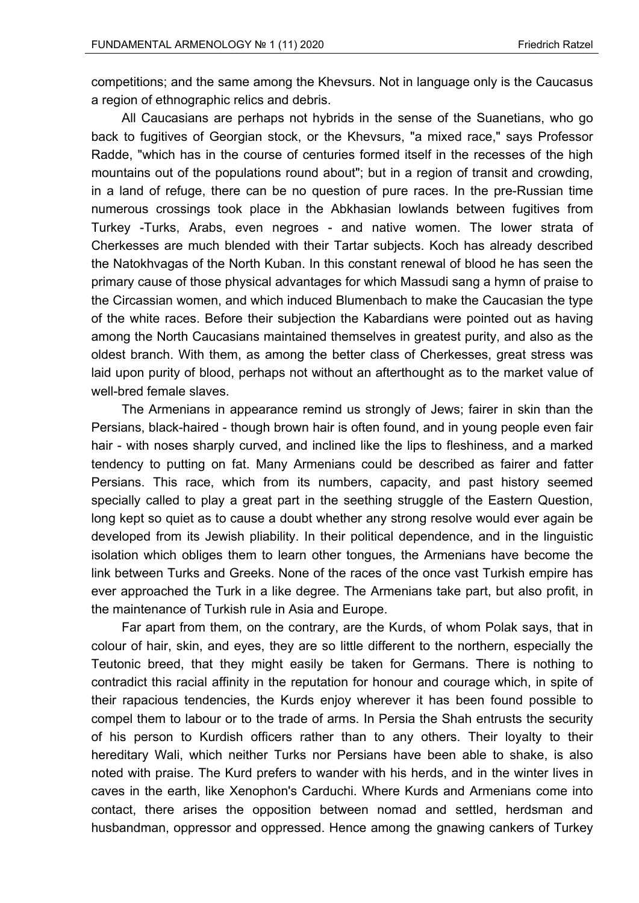competitions; and the same among the Khevsurs. Not in language only is the Caucasus a region of ethnographic relics and debris.

All Caucasians are perhaps not hybrids in the sense of the Suanetians, who go back to fugitives of Georgian stock, or the Khevsurs, "a mixed race," says Professor Radde, "which has in the course of centuries formed itself in the recesses of the high mountains out of the populations round about"; but in a region of transit and crowding, in a land of refuge, there can be no question of pure races. In the pre-Russian time numerous crossings took place in the Abkhasian lowlands between fugitives from Turkey -Turks, Arabs, even negroes - and native women. The lower strata of Cherkesses are much blended with their Tartar subjects. Koch has already described the Natokhvagas of the North Kuban. In this constant renewal of blood he has seen the primary cause of those physical advantages for which Massudi sang a hymn of praise to the Circassian women, and which induced Blumenbach to make the Caucasian the type of the white races. Before their subjection the Kabardians were pointed out as having among the North Caucasians maintained themselves in greatest purity, and also as the oldest branch. With them, as among the better class of Cherkesses, great stress was laid upon purity of blood, perhaps not without an afterthought as to the market value of well-bred female slaves.

The Armenians in appearance remind us strongly of Jews; fairer in skin than the Persians, black-haired - though brown hair is often found, and in young people even fair hair - with noses sharply curved, and inclined like the lips to fleshiness, and a marked tendency to putting on fat. Many Armenians could be described as fairer and fatter Persians. This race, which from its numbers, capacity, and past history seemed specially called to play a great part in the seething struggle of the Eastern Question, long kept so quiet as to cause a doubt whether any strong resolve would ever again be developed from its Jewish pliability. In their political dependence, and in the linguistic isolation which obliges them to learn other tongues, the Armenians have become the link between Turks and Greeks. None of the races of the once vast Turkish empire has ever approached the Turk in a like degree. The Armenians take part, but also profit, in the maintenance of Turkish rule in Asia and Europe.

Far apart from them, on the contrary, are the Kurds, of whom Polak says, that in colour of hair, skin, and eyes, they are so little different to the northern, especially the Teutonic breed, that they might easily be taken for Germans. There is nothing to contradict this racial affinity in the reputation for honour and courage which, in spite of their rapacious tendencies, the Kurds enjoy wherever it has been found possible to compel them to labour or to the trade of arms. In Persia the Shah entrusts the security of his person to Kurdish officers rather than to any others. Their loyalty to their hereditary Wali, which neither Turks nor Persians have been able to shake, is also noted with praise. The Kurd prefers to wander with his herds, and in the winter lives in caves in the earth, like Xenophon's Carduchi. Where Kurds and Armenians come into contact, there arises the opposition between nomad and settled, herdsman and husbandman, oppressor and oppressed. Hence among the gnawing cankers of Turkey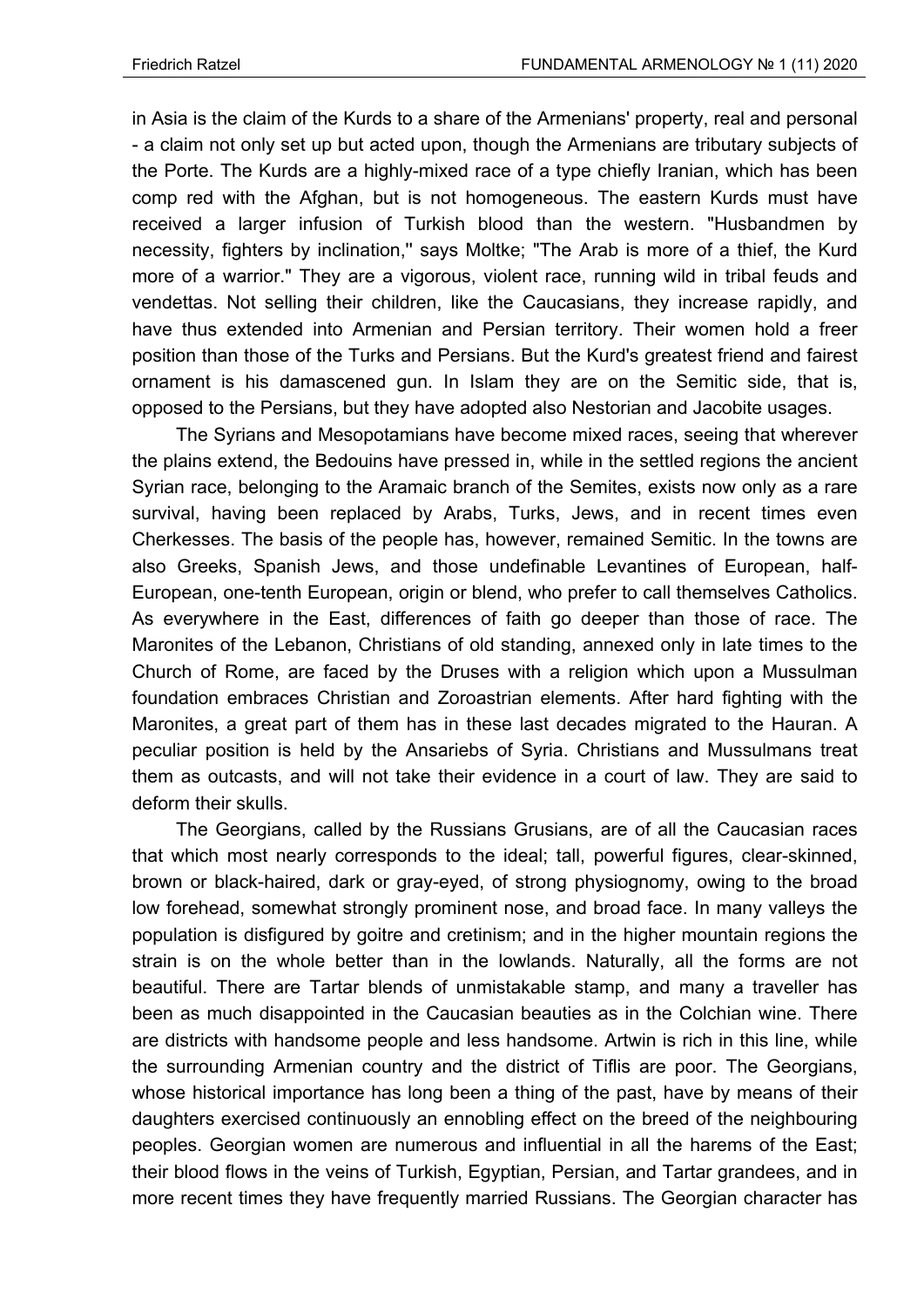in Asia is the claim of the Kurds to a share of the Armenians' property, real and personal - a claim not only set up but acted upon, though the Armenians are tributary subjects of the Porte. The Kurds are a highly-mixed race of a type chiefly Iranian, which has been comp red with the Afghan, but is not homogeneous. The eastern Kurds must have received a larger infusion of Turkish blood than the western. "Husbandmen by necessity, fighters by inclination," says Moltke; "The Arab is more of a thief, the Kurd more of a warrior." They are a vigorous, violent race, running wild in tribal feuds and vendettas. Not selling their children, like the Caucasians, they increase rapidly, and have thus extended into Armenian and Persian territory. Their women hold a freer position than those of the Turks and Persians. But the Kurd's greatest friend and fairest ornament is his damascened gun. In Islam they are on the Semitic side, that is, opposed to the Persians, but they have adopted also Nestorian and Jacobite usages.

The Syrians and Mesopotamians have become mixed races, seeing that wherever the plains extend, the Bedouins have pressed in, while in the settled regions the ancient Syrian race, belonging to the Aramaic branch of the Semites, exists now only as a rare survival, having been replaced by Arabs, Turks, Jews, and in recent times even Cherkesses. The basis of the people has, however, remained Semitic. In the towns are also Greeks, Spanish Jews, and those undefinable Levantines of European, half-European, one-tenth European, origin or blend, who prefer to call themselves Catholics. As everywhere in the East, differences of faith go deeper than those of race. The Maronites of the Lebanon, Christians of old standing, annexed only in late times to the Church of Rome, are faced by the Druses with a religion which upon a Mussulman foundation embraces Christian and Zoroastrian elements. After hard fighting with the Maronites, a great part of them has in these last decades migrated to the Hauran. A peculiar position is held by the Ansariebs of Syria. Christians and Mussulmans treat them as outcasts, and will not take their evidence in a court of law. They are said to deform their skulls.

The Georgians, called by the Russians Grusians, are of all the Caucasian races that which most nearly corresponds to the ideal; tall, powerful figures, clear-skinned, brown or black-haired, dark or gray-eyed, of strong physiognomy, owing to the broad low forehead, somewhat strongly prominent nose, and broad face. In many valleys the population is disfigured by goitre and cretinism; and in the higher mountain regions the strain is on the whole better than in the lowlands. Naturally, all the forms are not beautiful. There are Tartar blends of unmistakable stamp, and many a traveller has been as much disappointed in the Caucasian beauties as in the Colchian wine. There are districts with handsome people and less handsome. Artwin is rich in this line, while the surrounding Armenian country and the district of Tiflis are poor. The Georgians, whose historical importance has long been a thing of the past, have by means of their daughters exercised continuously an ennobling effect on the breed of the neighbouring peoples. Georgian women are numerous and influential in all the harems of the East; their blood flows in the veins of Turkish, Egyptian, Persian, and Tartar grandees, and in more recent times they have frequently married Russians. The Georgian character has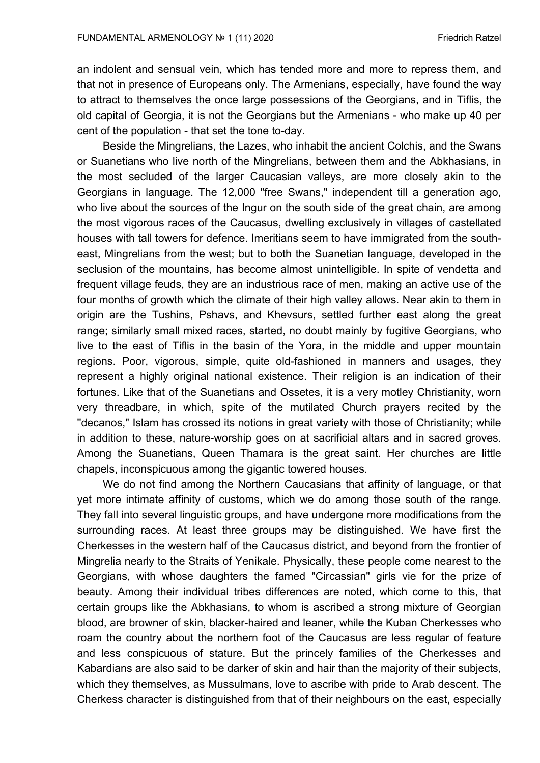an indolent and sensual vein, which has tended more and more to repress them, and that not in presence of Europeans only. The Armenians, especially, have found the way to attract to themselves the once large possessions of the Georgians, and in Tiflis, the old capital of Georgia, it is not the Georgians but the Armenians - who make up 40 per cent of the population - that set the tone to-day.

Beside the Mingrelians, the Lazes, who inhabit the ancient Colchis, and the Swans or Suanetians who live north of the Mingrelians, between them and the Abkhasians, in the most secluded of the larger Caucasian valleys, are more closely akin to the Georgians in language. The 12,000 "free Swans," independent till a generation ago, who live about the sources of the Ingur on the south side of the great chain, are among the most vigorous races of the Caucasus, dwelling exclusively in villages of castellated houses with tall towers for defence. Imeritians seem to have immigrated from the south-east, Mingrelians from the west; but to both the Suanetian language, developed in the seclusion of the mountains, has become almost unintelligible. In spite of vendetta and frequent village feuds, they are an industrious race of men, making an active use of the four months of growth which the climate of their high valley allows. Near akin to them in origin are the Tushins, Pshavs, and Khevsurs, settled further east along the great range; similarly small mixed races, started, no doubt mainly by fugitive Georgians, who live to the east of Tiflis in the basin of the Yora, in the middle and upper mountain regions. Poor, vigorous, simple, quite old-fashioned in manners and usages, they represent a highly original national existence. Their religion is an indication of their fortunes. Like that of the Suanetians and Ossetes, it is a very motley Christianity, worn very threadbare, in which, spite of the mutilated Church prayers recited by the "decanos," Islam has crossed its notions in great variety with those of Christianity; while in addition to these, nature-worship goes on at sacrificial altars and in sacred groves. Among the Suanetians, Queen Thamara is the great saint. Her churches are little chapels, inconspicuous among the gigantic towered houses.

We do not find among the Northern Caucasians that affinity of language, or that yet more intimate affinity of customs, which we do among those south of the range. They fall into several linguistic groups, and have undergone more modifications from the surrounding races. At least three groups may be distinguished. We have first the Cherkesses in the western half of the Caucasus district, and beyond from the frontier of Mingrelia nearly to the Straits of Yenikale. Physically, these people come nearest to the Georgians, with whose daughters the famed "Circassian" girls vie for the prize of beauty. Among their individual tribes differences are noted, which come to this, that certain groups like the Abkhasians, to whom is ascribed a strong mixture of Georgian blood, are browner of skin, blacker-haired and leaner, while the Kuban Cherkesses who roam the country about the northern foot of the Caucasus are less regular of feature and less conspicuous of stature. But the princely families of the Cherkesses and Kabardians are also said to be darker of skin and hair than the majority of their subjects, which they themselves, as Mussulmans, love to ascribe with pride to Arab descent. The Cherkess character is distinguished from that of their neighbours on the east, especially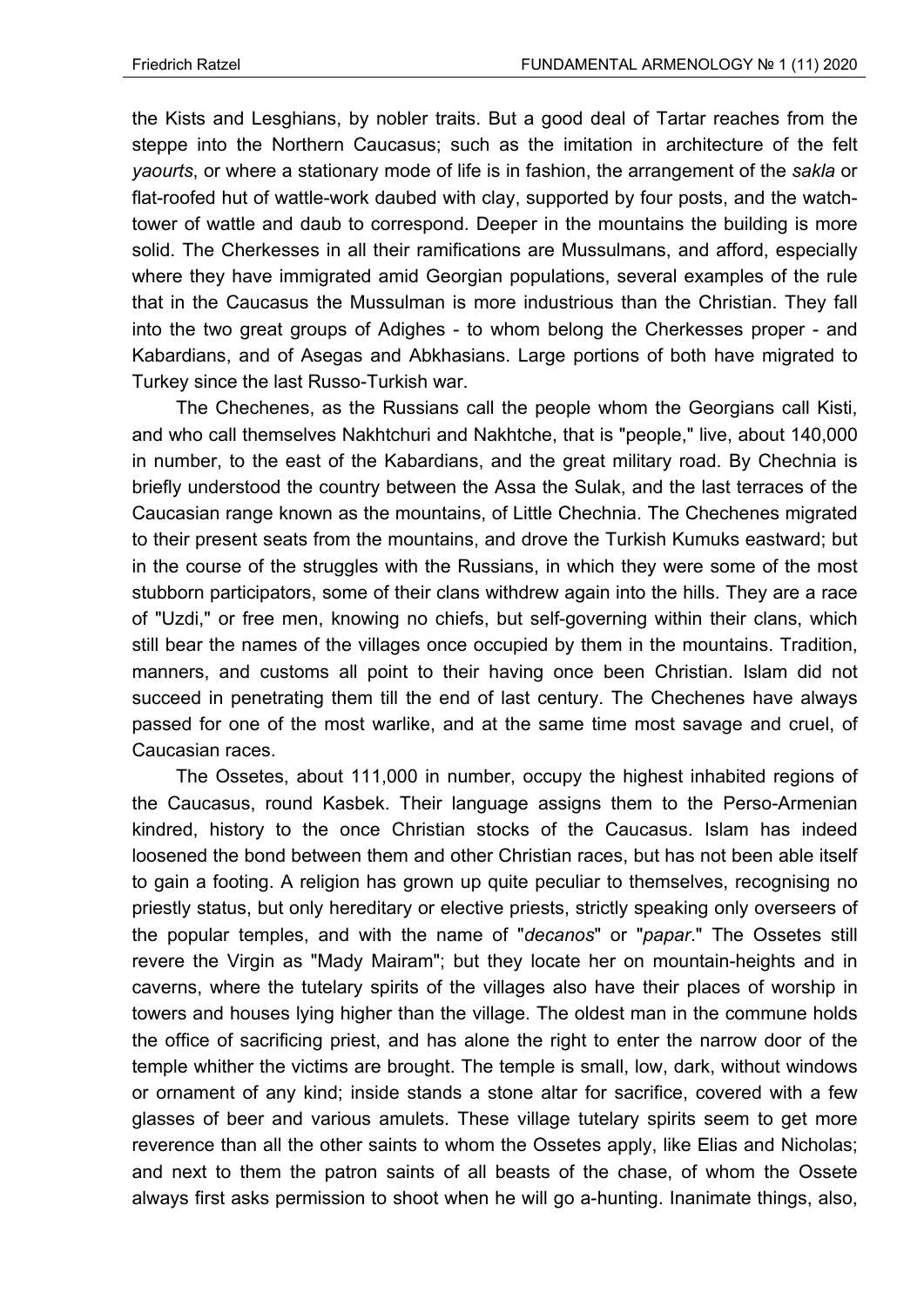the Kists and Lesghians, by nobler traits. But a good deal of Tartar reaches from the steppe into the Northern Caucasus; such as the imitation in architecture of the felt *yaourts*, or where a stationary mode of life is in fashion, the arrangement of the *sakla* or flat-roofed hut of wattle-work daubed with clay, supported by four posts, and the watch-tower of wattle and daub to correspond. Deeper in the mountains the building is more solid. The Cherkesses in all their ramifications are Mussulmans, and afford, especially where they have immigrated amid Georgian populations, several examples of the rule that in the Caucasus the Mussulman is more industrious than the Christian. They fall into the two great groups of Adighes - to whom belong the Cherkesses proper - and Kabardians, and of Asegas and Abkhasians. Large portions of both have migrated to Turkey since the last Russo-Turkish war.

The Chechenes, as the Russians call the people whom the Georgians call Kisti, and who call themselves Nakhtchuri and Nakhtche, that is "people," live, about 140,000 in number, to the east of the Kabardians, and the great military road. By Chechnia is briefly understood the country between the Assa the Sulak, and the last terraces of the Caucasian range known as the mountains, of Little Chechnia. The Chechenes migrated to their present seats from the mountains, and drove the Turkish Kumuks eastward; but in the course of the struggles with the Russians, in which they were some of the most stubborn participators, some of their clans withdrew again into the hills. They are a race of "Uzdi," or free men, knowing no chiefs, but self-governing within their clans, which still bear the names of the villages once occupied by them in the mountains. Tradition, manners, and customs all point to their having once been Christian. Islam did not succeed in penetrating them till the end of last century. The Chechenes have always passed for one of the most warlike, and at the same time most savage and cruel, of Caucasian races.

The Ossetes, about 111,000 in number, occupy the highest inhabited regions of the Caucasus, round Kasbek. Their language assigns them to the Perso-Armenian kindred, history to the once Christian stocks of the Caucasus. Islam has indeed loosened the bond between them and other Christian races, but has not been able itself to gain a footing. A religion has grown up quite peculiar to themselves, recognising no priestly status, but only hereditary or elective priests, strictly speaking only overseers of the popular temples, and with the name of "*decanos*" or "*papar*." The Ossetes still revere the Virgin as "Mady Mairam"; but they locate her on mountain-heights and in caverns, where the tutelary spirits of the villages also have their places of worship in towers and houses lying higher than the village. The oldest man in the commune holds the office of sacrificing priest, and has alone the right to enter the narrow door of the temple whither the victims are brought. The temple is small, low, dark, without windows or ornament of any kind; inside stands a stone altar for sacrifice, covered with a few glasses of beer and various amulets. These village tutelary spirits seem to get more reverence than all the other saints to whom the Ossetes apply, like Elias and Nicholas; and next to them the patron saints of all beasts of the chase, of whom the Ossete always first asks permission to shoot when he will go a-hunting. Inanimate things, also,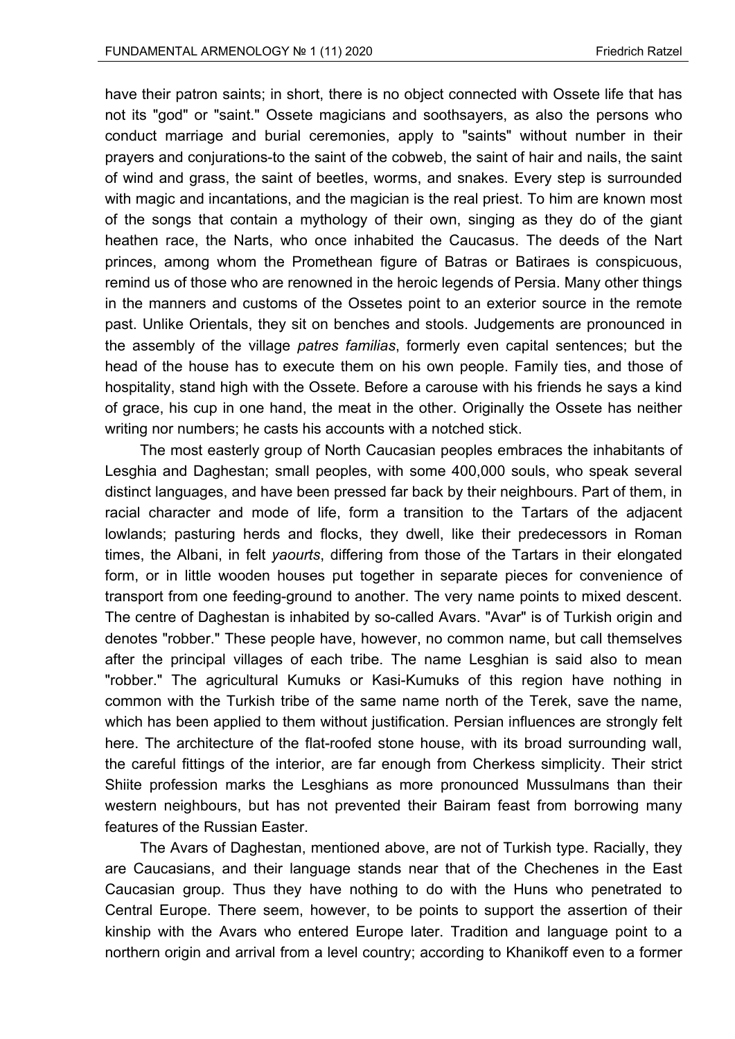have their patron saints; in short, there is no object connected with Ossete life that has not its "god" or "saint." Ossete magicians and soothsayers, as also the persons who conduct marriage and burial ceremonies, apply to "saints" without number in their prayers and conjurations-to the saint of the cobweb, the saint of hair and nails, the saint of wind and grass, the saint of beetles, worms, and snakes. Every step is surrounded with magic and incantations, and the magician is the real priest. To him are known most of the songs that contain a mythology of their own, singing as they do of the giant heathen race, the Narts, who once inhabited the Caucasus. The deeds of the Nart princes, among whom the Promethean figure of Batras or Batiraes is conspicuous, remind us of those who are renowned in the heroic legends of Persia. Many other things in the manners and customs of the Ossetes point to an exterior source in the remote past. Unlike Orientals, they sit on benches and stools. Judgements are pronounced in the assembly of the village *patres familias*, formerly even capital sentences; but the head of the house has to execute them on his own people. Family ties, and those of hospitality, stand high with the Ossete. Before a carouse with his friends he says a kind of grace, his cup in one hand, the meat in the other. Originally the Ossete has neither writing nor numbers; he casts his accounts with a notched stick.

The most easterly group of North Caucasian peoples embraces the inhabitants of Lesghia and Daghestan; small peoples, with some 400,000 souls, who speak several distinct languages, and have been pressed far back by their neighbours. Part of them, in racial character and mode of life, form a transition to the Tartars of the adjacent lowlands; pasturing herds and flocks, they dwell, like their predecessors in Roman times, the Albani, in felt *yaourts*, differing from those of the Tartars in their elongated form, or in little wooden houses put together in separate pieces for convenience of transport from one feeding-ground to another. The very name points to mixed descent. The centre of Daghestan is inhabited by so-called Avars. "Avar" is of Turkish origin and denotes "robber." These people have, however, no common name, but call themselves after the principal villages of each tribe. The name Lesghian is said also to mean "robber." The agricultural Kumuks or Kasi-Kumuks of this region have nothing in common with the Turkish tribe of the same name north of the Terek, save the name, which has been applied to them without justification. Persian influences are strongly felt here. The architecture of the flat-roofed stone house, with its broad surrounding wall, the careful fittings of the interior, are far enough from Cherkess simplicity. Their strict Shiite profession marks the Lesghians as more pronounced Mussulmans than their western neighbours, but has not prevented their Bairam feast from borrowing many features of the Russian Easter.

The Avars of Daghestan, mentioned above, are not of Turkish type. Racially, they are Caucasians, and their language stands near that of the Chechenes in the East Caucasian group. Thus they have nothing to do with the Huns who penetrated to Central Europe. There seem, however, to be points to support the assertion of their kinship with the Avars who entered Europe later. Tradition and language point to a northern origin and arrival from a level country; according to Khanikoff even to a former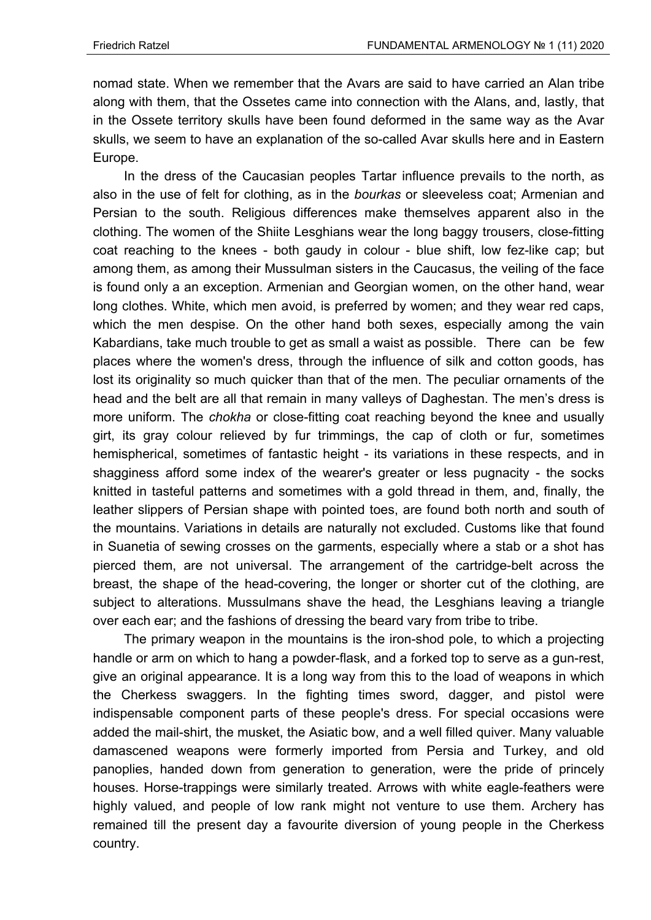nomad state. When we remember that the Avars are said to have carried an Alan tribe along with them, that the Ossetes came into connection with the Alans, and, lastly, that in the Ossete territory skulls have been found deformed in the same way as the Avar skulls, we seem to have an explanation of the so-called Avar skulls here and in Eastern Europe.

In the dress of the Caucasian peoples Tartar influence prevails to the north, as also in the use of felt for clothing, as in the *bourkas* or sleeveless coat; Armenian and Persian to the south. Religious differences make themselves apparent also in the clothing. The women of the Shiite Lesghians wear the long baggy trousers, close-fitting coat reaching to the knees - both gaudy in colour - blue shift, low fez-like cap; but among them, as among their Mussulman sisters in the Caucasus, the veiling of the face is found only a an exception. Armenian and Georgian women, on the other hand, wear long clothes. White, which men avoid, is preferred by women; and they wear red caps, which the men despise. On the other hand both sexes, especially among the vain Kabardians, take much trouble to get as small a waist as possible. There can be few places where the women's dress, through the influence of silk and cotton goods, has lost its originality so much quicker than that of the men. The peculiar ornaments of the head and the belt are all that remain in many valleys of Daghestan. The men's dress is more uniform. The *chokha* or close-fitting coat reaching beyond the knee and usually girt, its gray colour relieved by fur trimmings, the cap of cloth or fur, sometimes hemispherical, sometimes of fantastic height - its variations in these respects, and in shagginess afford some index of the wearer's greater or less pugnacity - the socks knitted in tasteful patterns and sometimes with a gold thread in them, and, finally, the leather slippers of Persian shape with pointed toes, are found both north and south of the mountains. Variations in details are naturally not excluded. Customs like that found in Suanetia of sewing crosses on the garments, especially where a stab or a shot has pierced them, are not universal. The arrangement of the cartridge-belt across the breast, the shape of the head-covering, the longer or shorter cut of the clothing, are subject to alterations. Mussulmans shave the head, the Lesghians leaving a triangle over each ear; and the fashions of dressing the beard vary from tribe to tribe.

The primary weapon in the mountains is the iron-shod pole, to which a projecting handle or arm on which to hang a powder-flask, and a forked top to serve as a gun-rest, give an original appearance. It is a long way from this to the load of weapons in which the Cherkess swaggers. In the fighting times sword, dagger, and pistol were indispensable component parts of these people's dress. For special occasions were added the mail-shirt, the musket, the Asiatic bow, and a well filled quiver. Many valuable damascened weapons were formerly imported from Persia and Turkey, and old panoplies, handed down from generation to generation, were the pride of princely houses. Horse-trappings were similarly treated. Arrows with white eagle-feathers were highly valued, and people of low rank might not venture to use them. Archery has remained till the present day a favourite diversion of young people in the Cherkess country.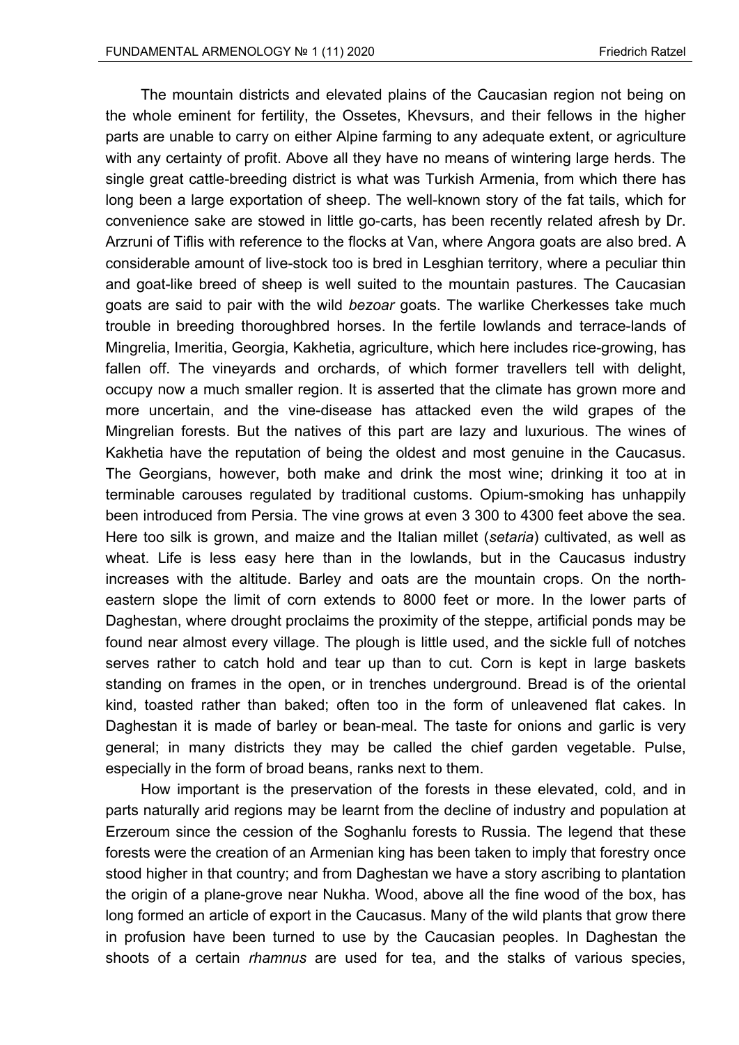The mountain districts and elevated plains of the Caucasian region not being on the whole eminent for fertility, the Ossetes, Khevsurs, and their fellows in the higher parts are unable to carry on either Alpine farming to any adequate extent, or agriculture with any certainty of profit. Above all they have no means of wintering large herds. The single great cattle-breeding district is what was Turkish Armenia, from which there has long been a large exportation of sheep. The well-known story of the fat tails, which for convenience sake are stowed in little go-carts, has been recently related afresh by Dr. Arzruni of Tiflis with reference to the flocks at Van, where Angora goats are also bred. A considerable amount of live-stock too is bred in Lesghian territory, where a peculiar thin and goat-like breed of sheep is well suited to the mountain pastures. The Caucasian goats are said to pair with the wild *bezoar* goats. The warlike Cherkesses take much trouble in breeding thoroughbred horses. In the fertile lowlands and terrace-lands of Mingrelia, Imeritia, Georgia, Kakhetia, agriculture, which here includes rice-growing, has fallen off. The vineyards and orchards, of which former travellers tell with delight, occupy now a much smaller region. It is asserted that the climate has grown more and more uncertain, and the vine-disease has attacked even the wild grapes of the Mingrelian forests. But the natives of this part are lazy and luxurious. The wines of Kakhetia have the reputation of being the oldest and most genuine in the Caucasus. The Georgians, however, both make and drink the most wine; drinking it too at in terminable carouses regulated by traditional customs. Opium-smoking has unhappily been introduced from Persia. The vine grows at even 3 300 to 4300 feet above the sea. Here too silk is grown, and maize and the Italian millet (*setaria*) cultivated, as well as wheat. Life is less easy here than in the lowlands, but in the Caucasus industry increases with the altitude. Barley and oats are the mountain crops. On the north-eastern slope the limit of corn extends to 8000 feet or more. In the lower parts of Daghestan, where drought proclaims the proximity of the steppe, artificial ponds may be found near almost every village. The plough is little used, and the sickle full of notches serves rather to catch hold and tear up than to cut. Corn is kept in large baskets standing on frames in the open, or in trenches underground. Bread is of the oriental kind, toasted rather than baked; often too in the form of unleavened flat cakes. In Daghestan it is made of barley or bean-meal. The taste for onions and garlic is very general; in many districts they may be called the chief garden vegetable. Pulse, especially in the form of broad beans, ranks next to them.

How important is the preservation of the forests in these elevated, cold, and in parts naturally arid regions may be learnt from the decline of industry and population at Erzeroum since the cession of the Soghanlu forests to Russia. The legend that these forests were the creation of an Armenian king has been taken to imply that forestry once stood higher in that country; and from Daghestan we have a story ascribing to plantation the origin of a plane-grove near Nukha. Wood, above all the fine wood of the box, has long formed an article of export in the Caucasus. Many of the wild plants that grow there in profusion have been turned to use by the Caucasian peoples. In Daghestan the shoots of a certain *rhamnus* are used for tea, and the stalks of various species,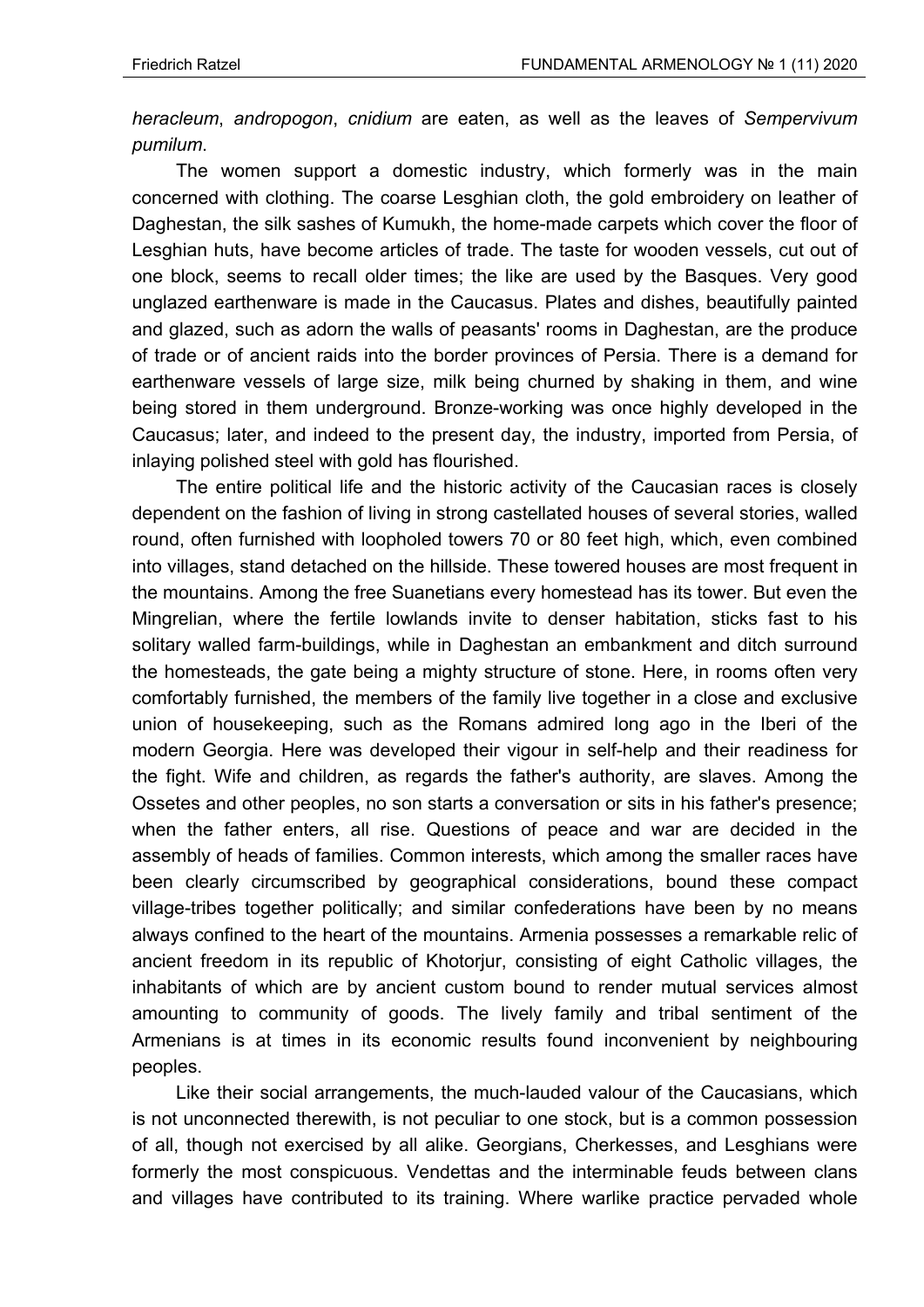*heracleum*, *andropogon*, *cnidium* are eaten, as well as the leaves of *Sempervivum pumilum*.

The women support a domestic industry, which formerly was in the main concerned with clothing. The coarse Lesghian cloth, the gold embroidery on leather of Daghestan, the silk sashes of Kumukh, the home-made carpets which cover the floor of Lesghian huts, have become articles of trade. The taste for wooden vessels, cut out of one block, seems to recall older times; the like are used by the Basques. Very good unglazed earthenware is made in the Caucasus. Plates and dishes, beautifully painted and glazed, such as adorn the walls of peasants' rooms in Daghestan, are the produce of trade or of ancient raids into the border provinces of Persia. There is a demand for earthenware vessels of large size, milk being churned by shaking in them, and wine being stored in them underground. Bronze-working was once highly developed in the Caucasus; later, and indeed to the present day, the industry, imported from Persia, of inlaying polished steel with gold has flourished.

The entire political life and the historic activity of the Caucasian races is closely dependent on the fashion of living in strong castellated houses of several stories, walled round, often furnished with loopholed towers 70 or 80 feet high, which, even combined into villages, stand detached on the hillside. These towered houses are most frequent in the mountains. Among the free Suanetians every homestead has its tower. But even the Mingrelian, where the fertile lowlands invite to denser habitation, sticks fast to his solitary walled farm-buildings, while in Daghestan an embankment and ditch surround the homesteads, the gate being a mighty structure of stone. Here, in rooms often very comfortably furnished, the members of the family live together in a close and exclusive union of housekeeping, such as the Romans admired long ago in the Iberi of the modern Georgia. Here was developed their vigour in self-help and their readiness for the fight. Wife and children, as regards the father's authority, are slaves. Among the Ossetes and other peoples, no son starts a conversation or sits in his father's presence; when the father enters, all rise. Questions of peace and war are decided in the assembly of heads of families. Common interests, which among the smaller races have been clearly circumscribed by geographical considerations, bound these compact village-tribes together politically; and similar confederations have been by no means always confined to the heart of the mountains. Armenia possesses a remarkable relic of ancient freedom in its republic of Khotorjur, consisting of eight Catholic villages, the inhabitants of which are by ancient custom bound to render mutual services almost amounting to community of goods. The lively family and tribal sentiment of the Armenians is at times in its economic results found inconvenient by neighbouring peoples.

Like their social arrangements, the much-lauded valour of the Caucasians, which is not unconnected therewith, is not peculiar to one stock, but is a common possession of all, though not exercised by all alike. Georgians, Cherkesses, and Lesghians were formerly the most conspicuous. Vendettas and the interminable feuds between clans and villages have contributed to its training. Where warlike practice pervaded whole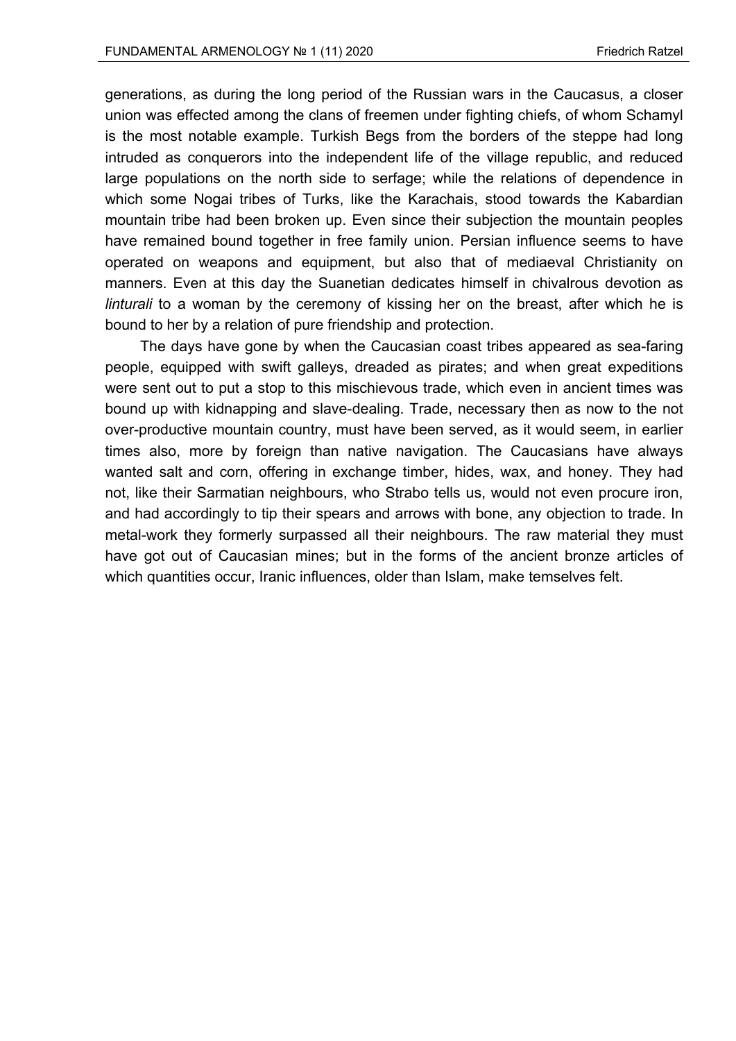generations, as during the long period of the Russian wars in the Caucasus, a closer union was effected among the clans of freemen under fighting chiefs, of whom Schamyl is the most notable example. Turkish Begs from the borders of the steppe had long intruded as conquerors into the independent life of the village republic, and reduced large populations on the north side to serfage; while the relations of dependence in which some Nogai tribes of Turks, like the Karachais, stood towards the Kabardian mountain tribe had been broken up. Even since their subjection the mountain peoples have remained bound together in free family union. Persian influence seems to have operated on weapons and equipment, but also that of mediaeval Christianity on manners. Even at this day the Suanetian dedicates himself in chivalrous devotion as *linturali* to a woman by the ceremony of kissing her on the breast, after which he is bound to her by a relation of pure friendship and protection.

The days have gone by when the Caucasian coast tribes appeared as sea-faring people, equipped with swift galleys, dreaded as pirates; and when great expeditions were sent out to put a stop to this mischievous trade, which even in ancient times was bound up with kidnapping and slave-dealing. Trade, necessary then as now to the not over-productive mountain country, must have been served, as it would seem, in earlier times also, more by foreign than native navigation. The Caucasians have always wanted salt and corn, offering in exchange timber, hides, wax, and honey. They had not, like their Sarmatian neighbours, who Strabo tells us, would not even procure iron, and had accordingly to tip their spears and arrows with bone, any objection to trade. In metal-work they formerly surpassed all their neighbours. The raw material they must have got out of Caucasian mines; but in the forms of the ancient bronze articles of which quantities occur, Iranic influences, older than Islam, make temselves felt.